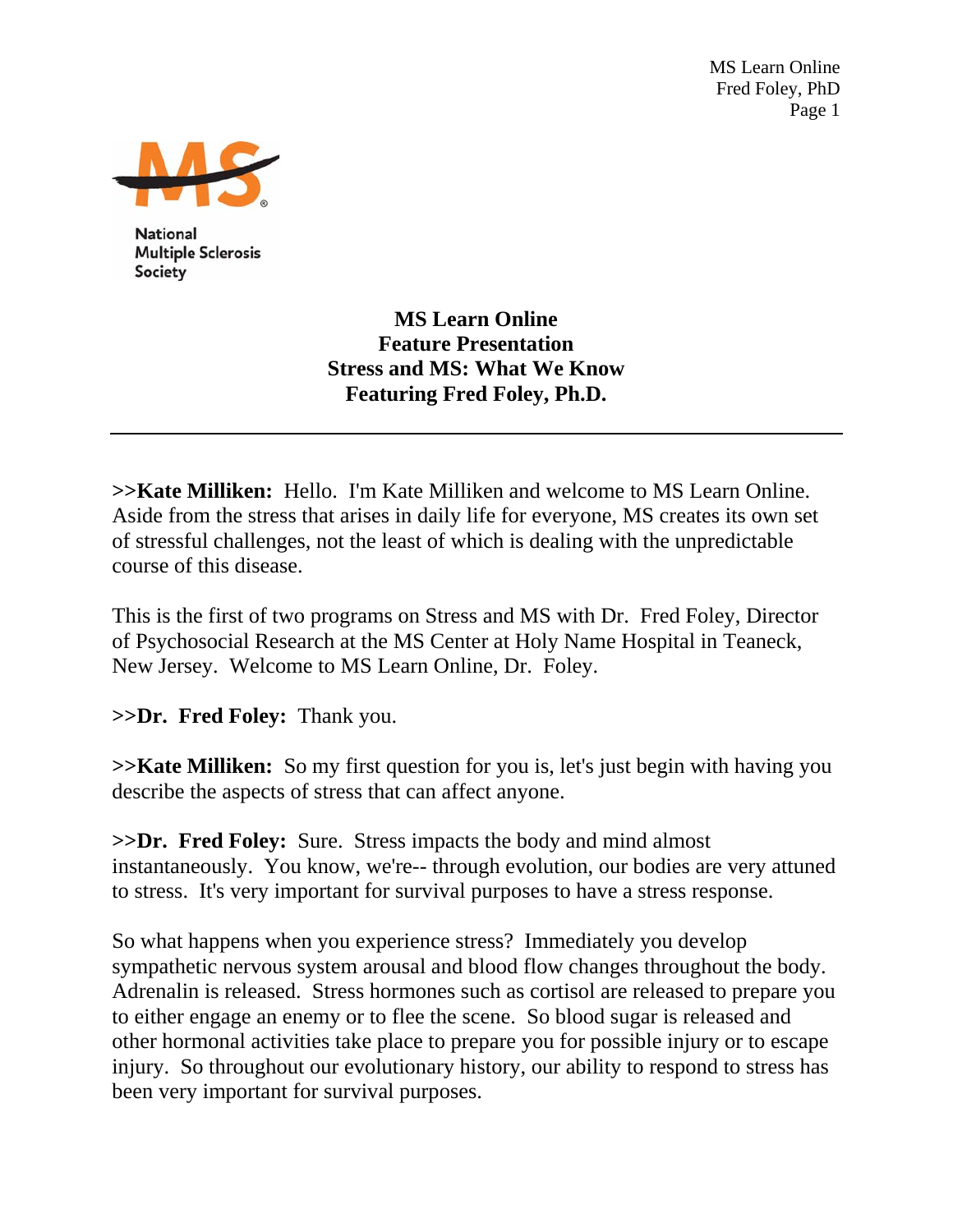# MS Learn Online
## Feature Presentation
## Stress and MS: What We Know
## Featuring Fred Foley, Ph.D.

---

**>>Kate Milliken:** Hello. I'm Kate Milliken and welcome to MS Learn Online. Aside from the stress that arises in daily life for everyone, MS creates its own set of stressful challenges, not the least of which is dealing with the unpredictable course of this disease.

This is the first of two programs on Stress and MS with Dr. Fred Foley, Director of Psychosocial Research at the MS Center at Holy Name Hospital in Teaneck, New Jersey. Welcome to MS Learn Online, Dr. Foley.

**>>Dr. Fred Foley:** Thank you.

**>>Kate Milliken:** So my first question for you is, let's just begin with having you describe the aspects of stress that can affect anyone.

**>>Dr. Fred Foley:** Sure. Stress impacts the body and mind almost instantaneously. You know, we're-- through evolution, our bodies are very attuned to stress. It's very important for survival purposes to have a stress response.

So what happens when you experience stress? Immediately you develop sympathetic nervous system arousal and blood flow changes throughout the body. Adrenalin is released. Stress hormones such as cortisol are released to prepare you to either engage an enemy or to flee the scene. So blood sugar is released and other hormonal activities take place to prepare you for possible injury or to escape injury. So throughout our evolutionary history, our ability to respond to stress has been very important for survival purposes.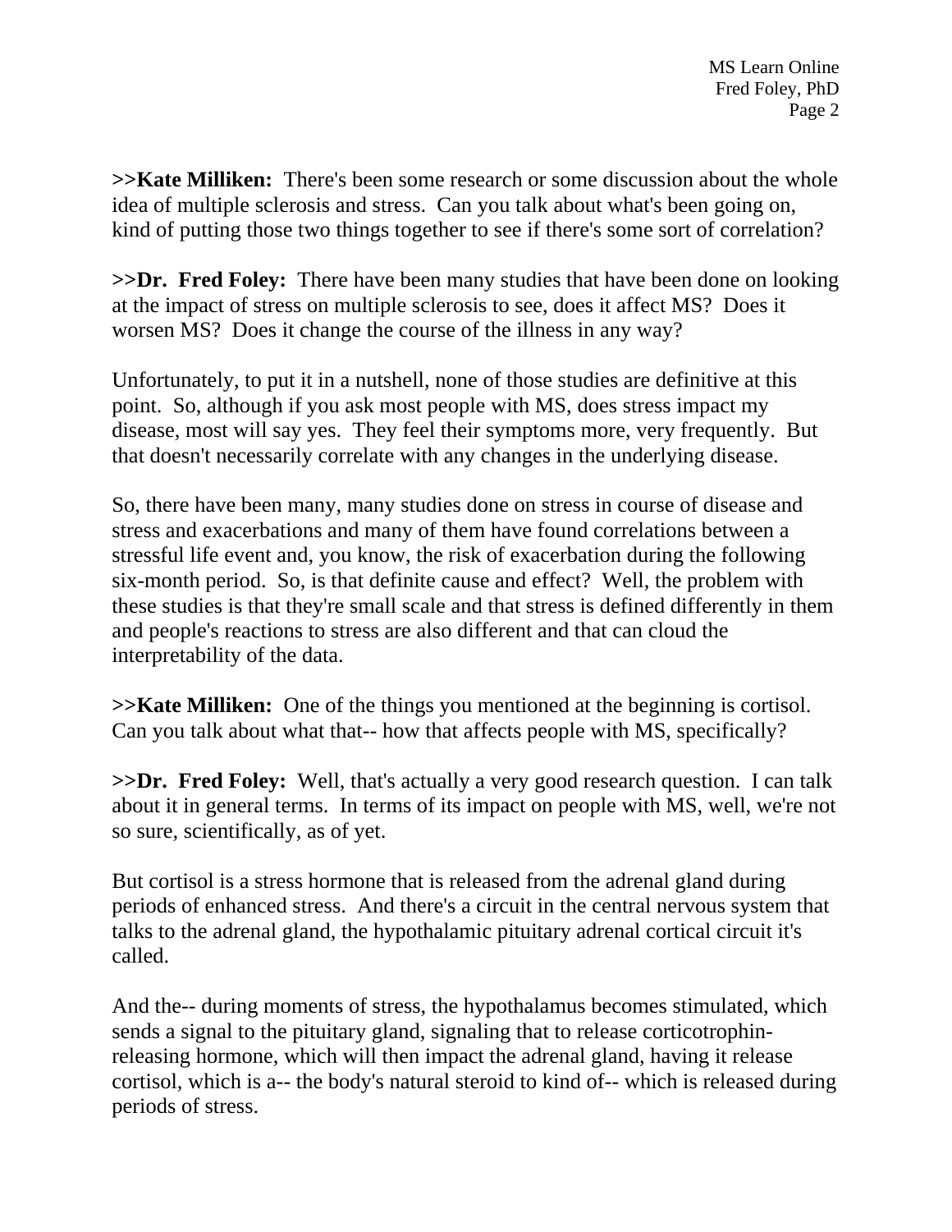**>>Kate Milliken:** There's been some research or some discussion about the whole idea of multiple sclerosis and stress. Can you talk about what's been going on, kind of putting those two things together to see if there's some sort of correlation?

**>>Dr. Fred Foley:** There have been many studies that have been done on looking at the impact of stress on multiple sclerosis to see, does it affect MS? Does it worsen MS? Does it change the course of the illness in any way?

Unfortunately, to put it in a nutshell, none of those studies are definitive at this point. So, although if you ask most people with MS, does stress impact my disease, most will say yes. They feel their symptoms more, very frequently. But that doesn't necessarily correlate with any changes in the underlying disease.

So, there have been many, many studies done on stress in course of disease and stress and exacerbations and many of them have found correlations between a stressful life event and, you know, the risk of exacerbation during the following six-month period. So, is that definite cause and effect? Well, the problem with these studies is that they're small scale and that stress is defined differently in them and people's reactions to stress are also different and that can cloud the interpretability of the data.

**>>Kate Milliken:** One of the things you mentioned at the beginning is cortisol. Can you talk about what that-- how that affects people with MS, specifically?

**>>Dr. Fred Foley:** Well, that's actually a very good research question. I can talk about it in general terms. In terms of its impact on people with MS, well, we're not so sure, scientifically, as of yet.

But cortisol is a stress hormone that is released from the adrenal gland during periods of enhanced stress. And there's a circuit in the central nervous system that talks to the adrenal gland, the hypothalamic pituitary adrenal cortical circuit it's called.

And the-- during moments of stress, the hypothalamus becomes stimulated, which sends a signal to the pituitary gland, signaling that to release corticotrophin-releasing hormone, which will then impact the adrenal gland, having it release cortisol, which is a-- the body's natural steroid to kind of-- which is released during periods of stress.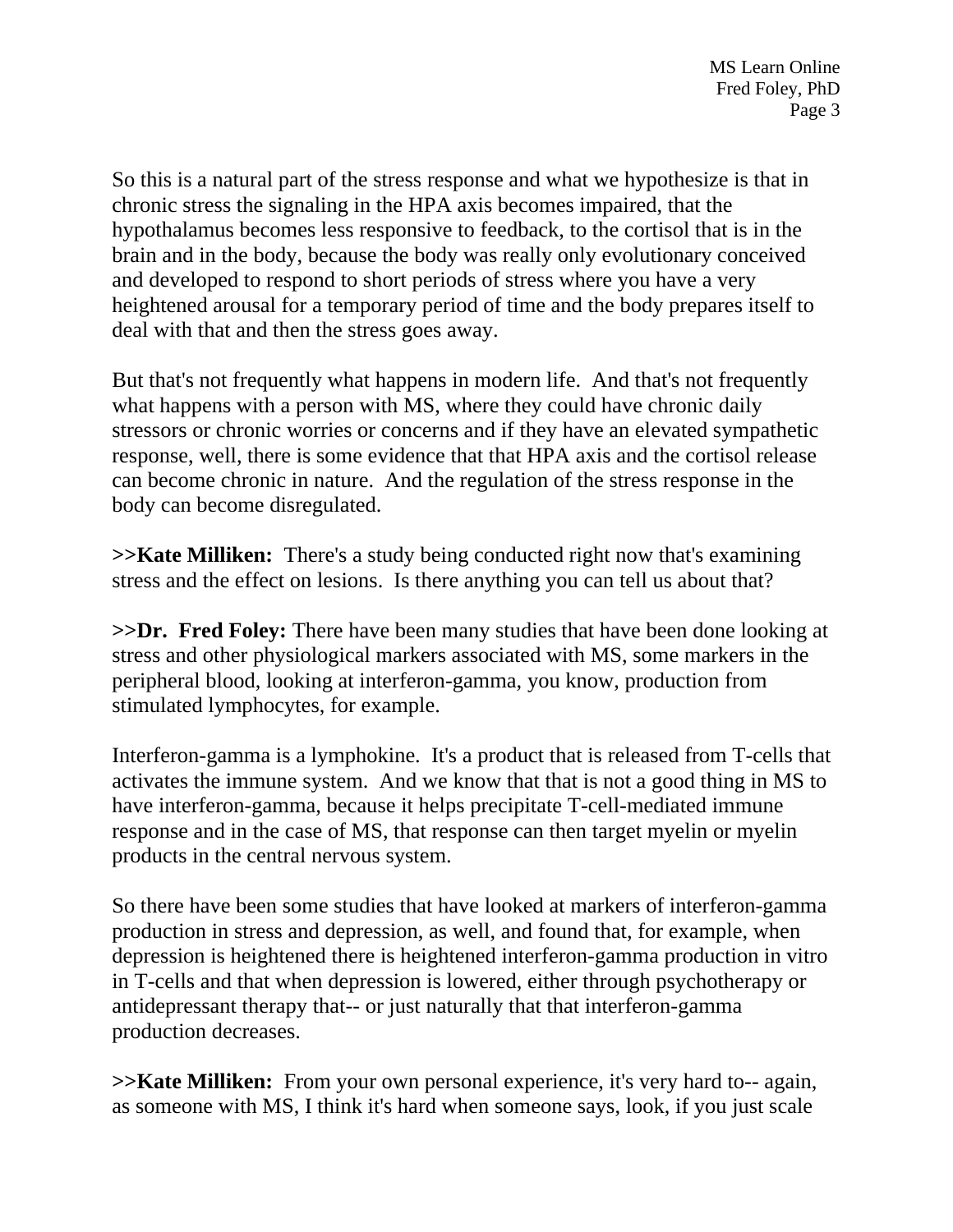So this is a natural part of the stress response and what we hypothesize is that in chronic stress the signaling in the HPA axis becomes impaired, that the hypothalamus becomes less responsive to feedback, to the cortisol that is in the brain and in the body, because the body was really only evolutionary conceived and developed to respond to short periods of stress where you have a very heightened arousal for a temporary period of time and the body prepares itself to deal with that and then the stress goes away.

But that's not frequently what happens in modern life. And that's not frequently what happens with a person with MS, where they could have chronic daily stressors or chronic worries or concerns and if they have an elevated sympathetic response, well, there is some evidence that that HPA axis and the cortisol release can become chronic in nature. And the regulation of the stress response in the body can become disregulated.

**>>Kate Milliken:** There's a study being conducted right now that's examining stress and the effect on lesions. Is there anything you can tell us about that?

**>>Dr. Fred Foley:** There have been many studies that have been done looking at stress and other physiological markers associated with MS, some markers in the peripheral blood, looking at interferon-gamma, you know, production from stimulated lymphocytes, for example.

Interferon-gamma is a lymphokine. It's a product that is released from T-cells that activates the immune system. And we know that that is not a good thing in MS to have interferon-gamma, because it helps precipitate T-cell-mediated immune response and in the case of MS, that response can then target myelin or myelin products in the central nervous system.

So there have been some studies that have looked at markers of interferon-gamma production in stress and depression, as well, and found that, for example, when depression is heightened there is heightened interferon-gamma production in vitro in T-cells and that when depression is lowered, either through psychotherapy or antidepressant therapy that-- or just naturally that that interferon-gamma production decreases.

**>>Kate Milliken:** From your own personal experience, it's very hard to-- again, as someone with MS, I think it's hard when someone says, look, if you just scale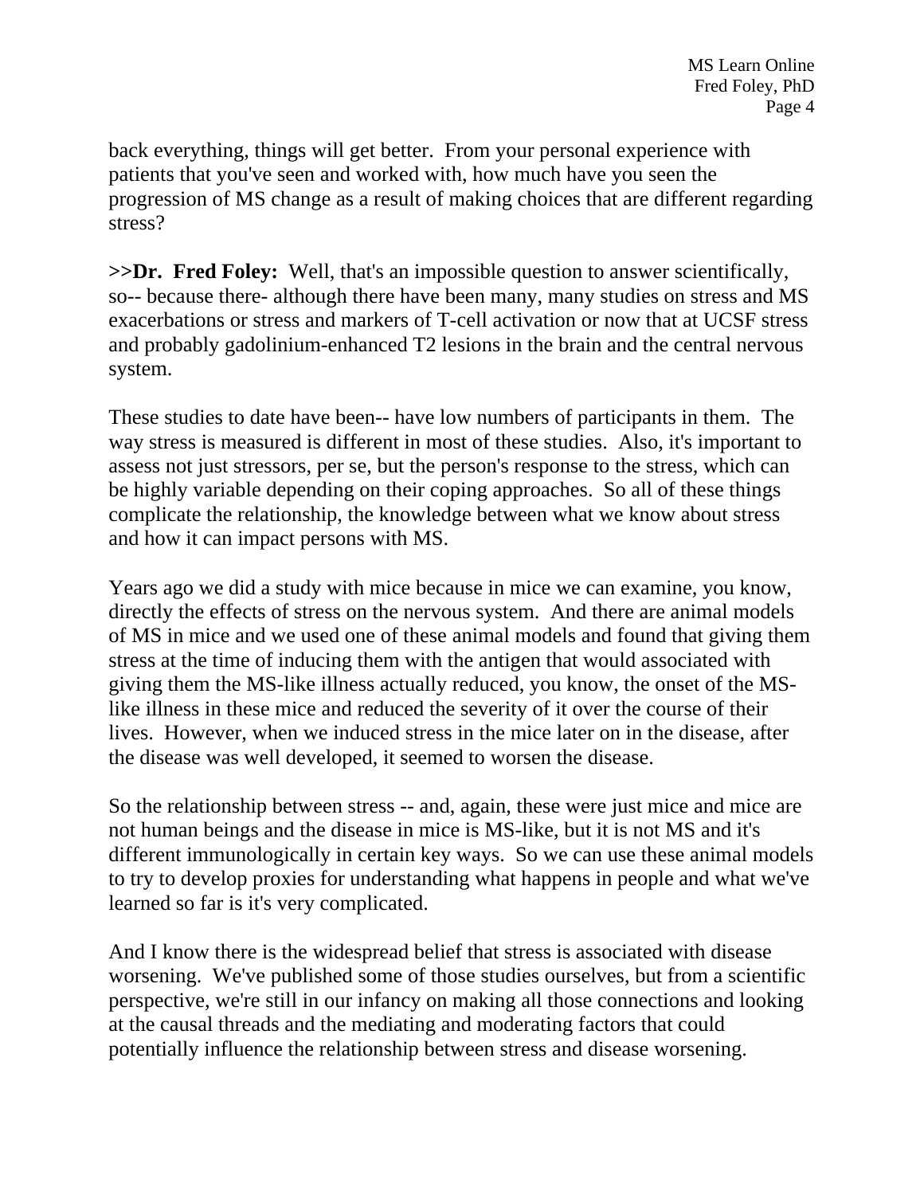back everything, things will get better. From your personal experience with patients that you've seen and worked with, how much have you seen the progression of MS change as a result of making choices that are different regarding stress?

**>>Dr. Fred Foley:** Well, that's an impossible question to answer scientifically, so-- because there- although there have been many, many studies on stress and MS exacerbations or stress and markers of T-cell activation or now that at UCSF stress and probably gadolinium-enhanced T2 lesions in the brain and the central nervous system.

These studies to date have been-- have low numbers of participants in them. The way stress is measured is different in most of these studies. Also, it's important to assess not just stressors, per se, but the person's response to the stress, which can be highly variable depending on their coping approaches. So all of these things complicate the relationship, the knowledge between what we know about stress and how it can impact persons with MS.

Years ago we did a study with mice because in mice we can examine, you know, directly the effects of stress on the nervous system. And there are animal models of MS in mice and we used one of these animal models and found that giving them stress at the time of inducing them with the antigen that would associated with giving them the MS-like illness actually reduced, you know, the onset of the MS-like illness in these mice and reduced the severity of it over the course of their lives. However, when we induced stress in the mice later on in the disease, after the disease was well developed, it seemed to worsen the disease.

So the relationship between stress -- and, again, these were just mice and mice are not human beings and the disease in mice is MS-like, but it is not MS and it's different immunologically in certain key ways. So we can use these animal models to try to develop proxies for understanding what happens in people and what we've learned so far is it's very complicated.

And I know there is the widespread belief that stress is associated with disease worsening. We've published some of those studies ourselves, but from a scientific perspective, we're still in our infancy on making all those connections and looking at the causal threads and the mediating and moderating factors that could potentially influence the relationship between stress and disease worsening.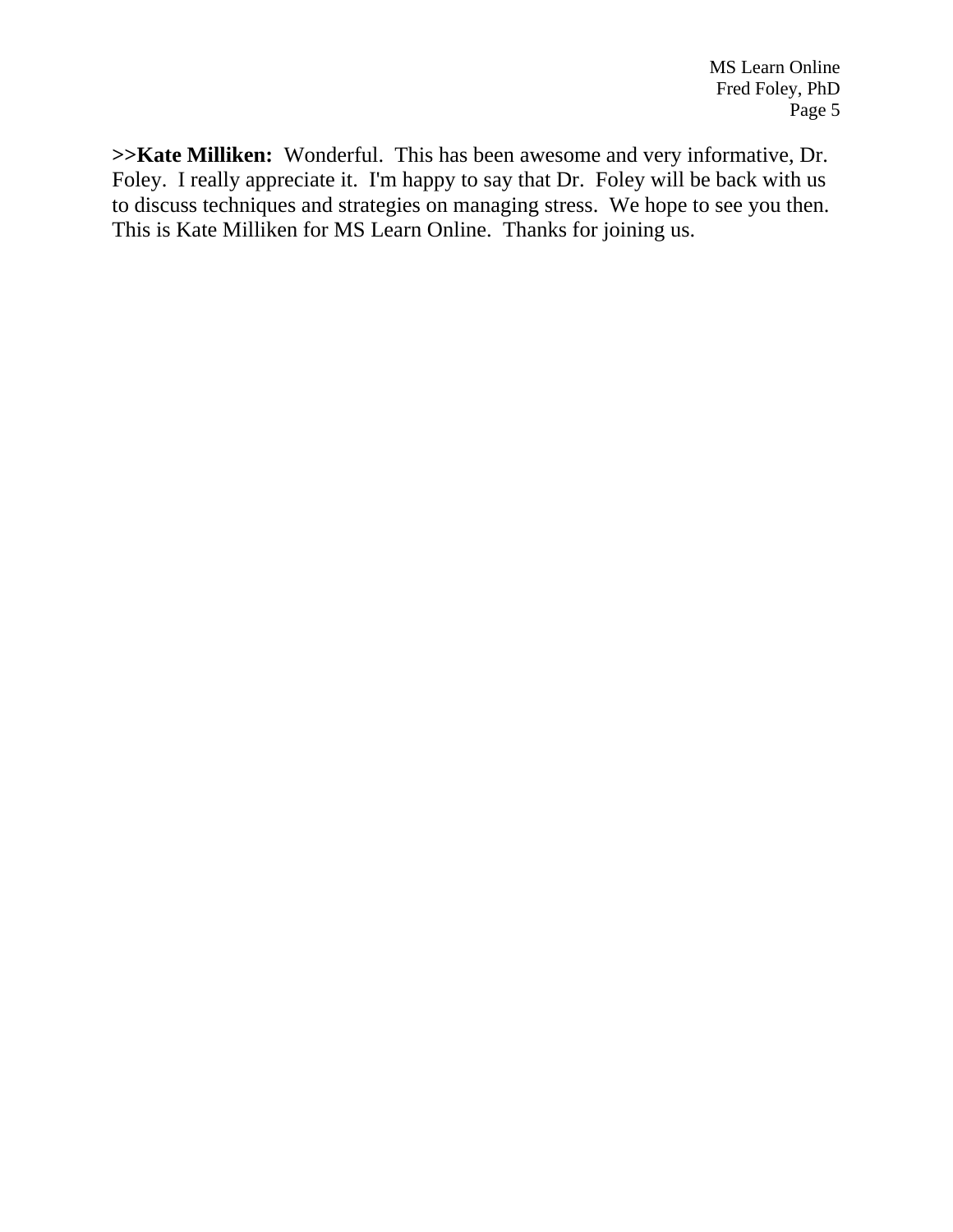**>>Kate Milliken:** Wonderful. This has been awesome and very informative, Dr. Foley. I really appreciate it. I'm happy to say that Dr. Foley will be back with us to discuss techniques and strategies on managing stress. We hope to see you then. This is Kate Milliken for MS Learn Online. Thanks for joining us.